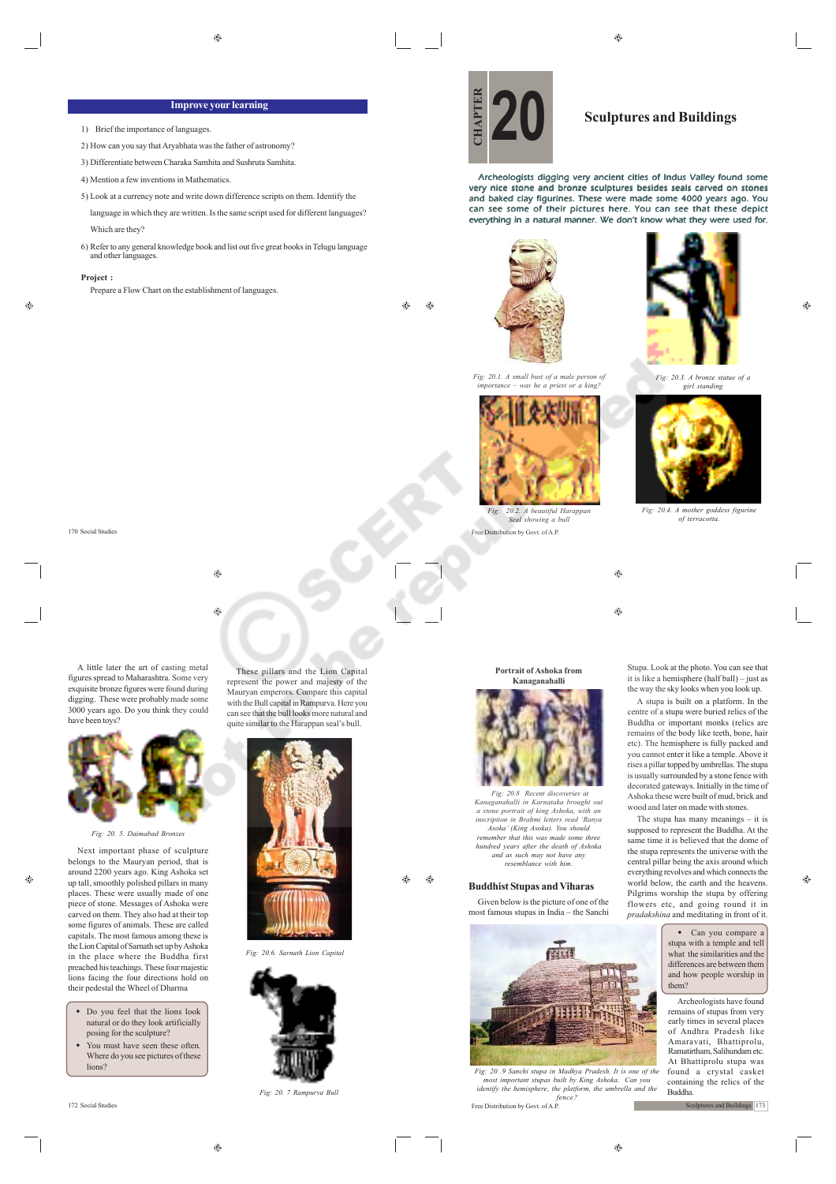## Improve your learning

1) Brief the importance of languages.
2) How can you say that Aryabhata was the father of astronomy?
3) Differentiate between Charaka Samhita and Sushruta Samhita.
4) Mention a few inventions in Mathematics.
5) Look at a currency note and write down difference scripts on them. Identify the language in which they are written. Is the same script used for different languages? Which are they?
6) Refer to any general knowledge book and list out five great books in Telugu language and other languages.

**Project :**

Prepare a Flow Chart on the establishment of languages.

# CHAPTER 20 Sculptures and Buildings

Archeologists digging very ancient cities of Indus Valley found some very nice stone and bronze sculptures besides seals carved on stones and baked clay figurines. These were made some 4000 years ago. You can see some of their pictures here. You can see that these depict everything in a natural manner. We don't know what they were used for.

Fig: 20.1. A small bust of a male person of importance – was he a priest or a king?

Fig: 20.3. A bronze statue of a girl standing

Fig: 20.2. A beautiful Harappan Seal showing a bull

Fig: 20.4. A mother goddess figurine of terracotta.

A little later the art of casting metal figures spread to Maharashtra. Some very exquisite bronze figures were found during digging. These were probably made some 3000 years ago. Do you think they could have been toys?

Fig: 20. 5. Daimabad Bronzes

Next important phase of sculpture belongs to the Mauryan period, that is around 2200 years ago. King Ashoka set up tall, smoothly polished pillars in many places. These were usually made of one piece of stone. Messages of Ashoka were carved on them. They also had at their top some figures of animals. These are called capitals. The most famous among these is the Lion Capital of Sarnath set up by Ashoka in the place where the Buddha first preached his teachings. These four majestic lions facing the four directions hold on their pedestal the Wheel of Dharma

- Do you feel that the lions look natural or do they look artificially posing for the sculpture?
- You must have seen these often. Where do you see pictures of these lions?

These pillars and the Lion Capital represent the power and majesty of the Mauryan emperors. Compare this capital with the Bull capital in Rampurva. Here you can see that the bull looks more natural and quite similar to the Harappan seal's bull.

Fig: 20.6. Sarnath Lion Capital

Fig: 20. 7 Rampurva Bull

**Portrait of Ashoka from Kanaganahalli**

Fig: 20.8 Recent discoveries at Kanaganahalli in Karnataka brought out a stone portrait of king Ashoka, with an inscription in Brahmi letters read 'Ranya Asoka' (King Asoka). You should remember that this was made some three hundred years after the death of Ashoka and as such may not have any resemblance with him.

### Buddhist Stupas and Viharas

Given below is the picture of one of the most famous stupas in India – the Sanchi Stupa. Look at the photo. You can see that it is like a hemisphere (half ball) – just as the way the sky looks when you look up.

Fig: 20 .9 Sanchi stupa in Madhya Pradesh. It is one of the most important stupas built by King Ashoka. Can you identify the hemisphere, the platform, the umbrella and the fence?

A stupa is built on a platform. In the centre of a stupa were buried relics of the Buddha or important monks (relics are remains of the body like teeth, bone, hair etc). The hemisphere is fully packed and you cannot enter it like a temple. Above it rises a pillar topped by umbrellas. The stupa is usually surrounded by a stone fence with decorated gateways. Initially in the time of Ashoka these were built of mud, brick and wood and later on made with stones.

The stupa has many meanings – it is supposed to represent the Buddha. At the same time it is believed that the dome of the stupa represents the universe with the central pillar being the axis around which everything revolves and which connects the world below, the earth and the heavens. Pilgrims worship the stupa by offering flowers etc, and going round it in *pradakshina* and meditating in front of it.

- Can you compare a stupa with a temple and tell what the similarities and the differences are between them and how people worship in them?

Archeologists have found remains of stupas from very early times in several places of Andhra Pradesh like Amaravati, Bhattiprolu, Ramatirtham, Salihundam etc. At Bhattiprolu stupa was found a crystal casket containing the relics of the Buddha.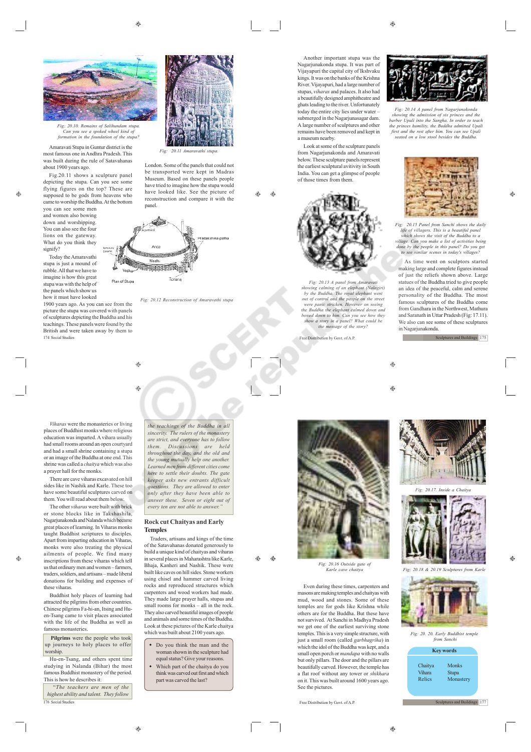Fig: 20.10. Remains of Salihundam stupa. Can you see a spoked wheel kind of formation in the foundation of the stupa?

Fig: 20.11 Amaravathi stupa.

Amaravati Stupa in Guntur district is the most famous one in Andhra Pradesh. This was built during the rule of Satavahanas about 1900 years ago.

Fig.20.11 shows a sculpture panel depicting the stupa. Can you see some flying figures on the top? These are supposed to be gods from heavens who came to worship the Buddha. At the bottom you can see some men and women also bowing down and worshipping. You can also see the four lions on the gateway. What do you think they signify?

Today the Amaravathi stupa is just a mound of rubble. All that we have to imagine is how this great stupa was with the help of the panels which show us how it must have looked 1900 years ago. As you can see from the picture the stupa was covered with panels of sculptures depicting the Buddha and his teachings. These panels were found by the British and were taken away by them to London. Some of the panels that could not be transported were kept in Madras Museum. Based on these panels people have tried to imagine how the stupa would have looked like. See the picture of reconstruction and compare it with the panel.

Harmika, Pradakshina-patha, Anda, Medhi, Vedika, Ayaka Column, Torana, Plan of Stupa

Fig: 20.12 Reconstruction of Amaravathi stupa

Another important stupa was the Nagarjunakonda stupa. It was part of Vijayapuri the capital city of Ikshvaku kings. It was on the banks of the Krishna River. Vijayapuri, had a large number of stupas, *viharas* and palaces. It also had a beautifully designed amphitheatre and ghats leading to the river. Unfortunately today the entire city lies under water – submerged in the Nagarjunasagar dam. A large number of sculptures and other remains have been removed and kept in a museum nearby.

Look at some of the sculpture panels from Nagarjunakonda and Amaravati below. These sculpture panels represent the earliest sculptural avitivity in South India. You can get a glimpse of people of those times from them.

Fig: 20.13 A panel from Amaravati showing calming of an elephant (Nalagiri) by the Buddha. The royal elephant went out of control and the people on the street were panic stricken. However on seeing the Buddha the elephant calmed down and bowed down to him. Can you see how they show a story in a panel? What could be the message of the story?

Fig: 20.14 A panel from Nagarjunakonda showing the admission of six princes and the barber Upali into the Sangha. In order to teach the princes humility, the Buddha admitted Upali first and the rest after him. You can see Upali seated on a low stool besides the Buddha.

Fig: 20.15 Panel from Sanchi shows the daily life of villagers. This is a beautiful panel which shows the visit of the Buddha to a village. Can you make a list of activities being done by the people in this panel? Do you get to see similar scenes in today's villages?

As time went on sculptors started making large and complete figures instead of just the reliefs shown above. Large statues of the Buddha tried to give people an idea of the peaceful, calm and serene personality of the Buddha. The most famous sculptures of the Buddha come from Gandhara in the Northwest, Mathura and Saranath in Uttar Pradesh (Fig: 17.11). We also can see some of these sculptures in Nagarjunakonda.

*Viharas* were the monasteries or living places of Buddhist monks where religious education was imparted. A vihara usually had small rooms around an open courtyard and had a small shrine containing a stupa or an image of the Buddha at one end. This shrine was called a *chaitya* which was also a prayer hall for the monks.

There are cave viharas excavated on hill sides like in Nashik and Karle. These too have some beautiful sculptures carved on them. You will read about them below.

The other *viharas* were built with brick or stone blocks like in Takshashila, Nagarjunakonda and Nalanda which became great places of learning. In Viharas monks taught Buddhist scriptures to disciples. Apart from imparting education in Viharas, monks were also treating the physical ailments of people. We find many inscriptions from these viharas which tell us that ordinary men and women – farmers, traders, soldiers, and artisans – made liberal donations for building and expenses of these viharas.

Buddhist holy places of learning had attracted the pilgrims from other countries. Chinese pilgrims Fa-hi-an, Itsing and Hu-en-Tsang came to visit places associated with the life of the Buddha as well as famous monasteries.

**Pilgrims** were the people who took up journeys to holy places to offer worship.

Hu-en-Tsang, and others spent time studying in Nalanda (Bihar) the most famous Buddhist monastery of the period. This is how he describes it:

*"The teachers are men of the highest ability and talent. They follow the teachings of the Buddha in all sincerity. The rulers of the monastery are strict, and everyone has to follow them. Discussions are held throughout the day, and the old and the young mutually help one another. Learned men from different cities come here to settle their doubts. The gate keeper asks new entrants difficult questions. They are allowed to enter only after they have been able to answer these. Seven or eight out of every ten are not able to answer."*

## Rock cut Chaityas and Early Temples

Traders, artisans and kings of the time of the Satavahanas donated generously to build a unique kind of chaityas and viharas in several places in Maharashtra like Karle, Bhaja, Kanheri and Nashik. These were built like caves on hill sides. Stone workers using chisel and hammer carved living rocks and reproduced structures which carpenters and wood workers had made. They made large prayer halls, stupas and small rooms for monks – all in the rock. They also carved beautiful images of people and animals and some times of the Buddha. Look at these pictures of the Karle chaitya which was built about 2100 years ago.

- Do you think the man and the woman shown in the sculpture had equal status? Give your reasons.
- Which part of the chaitya do you think was carved out first and which part was carved the last?

Fig: 20.16 Outside gate of Karle cave chaitya

Fig: 20.17. Inside a Chaitya

Fig: 20.18 & 20.19 Sculptures from Karle

Even during these times, carpenters and masons are making temples and chaityas with mud, wood and stones. Some of these temples are for gods like Krishna while others are for the Buddha. But these have not survived. At Sanchi in Madhya Pradesh we get one of the earliest surviving stone temples. This is a very simple structure, with just a small room (called *garbhagriha*) in which the idol of the Buddha was kept, and a small open porch or *mandapa* with no walls but only pillars. The door and the pillars are beautifully carved. However, the temple has a flat roof without any tower or *shikhara* on it. This was built around 1600 years ago. See the pictures.

Fig: 20. 20. Early Buddhist temple from Sanchi

**Key words**

| | |
|---|---|
| Chaitya | Monks |
| Vihara | Stupa |
| Relics | Monastery |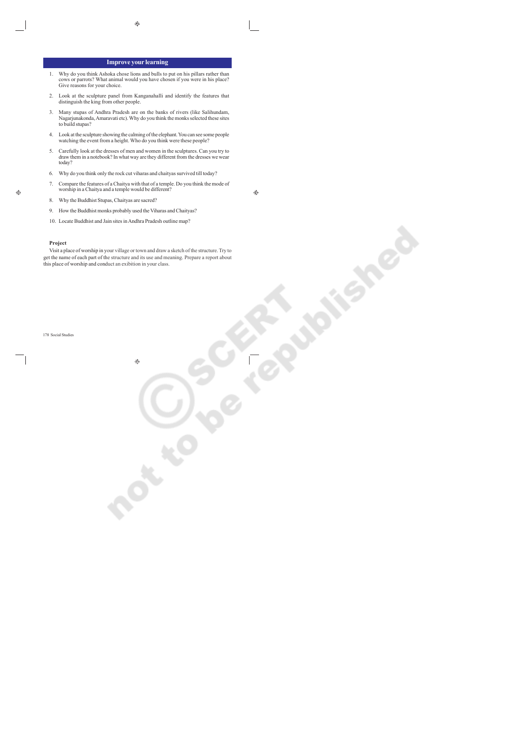## Improve your learning

1. Why do you think Ashoka chose lions and bulls to put on his pillars rather than cows or parrots? What animal would you have chosen if you were in his place? Give reasons for your choice.
2. Look at the sculpture panel from Kanganahalli and identify the features that distinguish the king from other people.
3. Many stupas of Andhra Pradesh are on the banks of rivers (like Salihundam, Nagarjunakonda, Amaravati etc). Why do you think the monks selected these sites to build stupas?
4. Look at the sculpture showing the calming of the elephant. You can see some people watching the event from a height. Who do you think were these people?
5. Carefully look at the dresses of men and women in the sculptures. Can you try to draw them in a notebook? In what way are they different from the dresses we wear today?
6. Why do you think only the rock cut viharas and chaityas survived till today?
7. Compare the features of a Chaitya with that of a temple. Do you think the mode of worship in a Chaitya and a temple would be different?
8. Why the Buddhist Stupas, Chaityas are sacred?
9. How the Buddhist monks probably used the Viharas and Chaityas?
10. Locate Buddhist and Jain sites in Andhra Pradesh outline map?

**Project**

Visit a place of worship in your village or town and draw a sketch of the structure. Try to get the name of each part of the structure and its use and meaning. Prepare a report about this place of worship and conduct an exibition in your class.